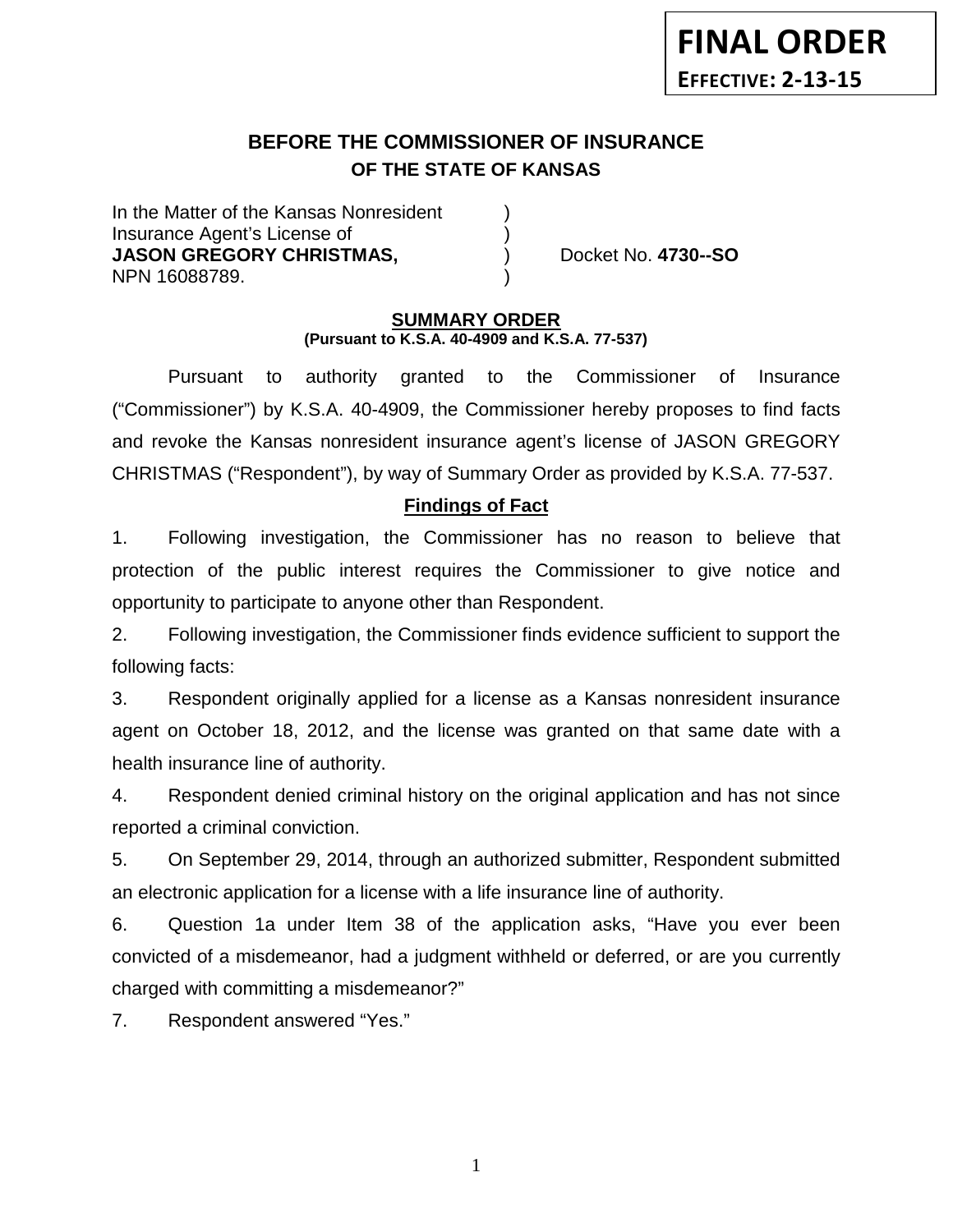**FINAL ORDER**
**EFFECTIVE: 2-13-15**

# BEFORE THE COMMISSIONER OF INSURANCE
## OF THE STATE OF KANSAS

| | | |
|---|---|---|
| In the Matter of the Kansas Nonresident | ) | |
| Insurance Agent's License of | ) | |
| **JASON GREGORY CHRISTMAS,** | ) | Docket No. **4730--SO** |
| NPN 16088789. | ) | |

### SUMMARY ORDER
**(Pursuant to K.S.A. 40-4909 and K.S.A. 77-537)**

Pursuant to authority granted to the Commissioner of Insurance ("Commissioner") by K.S.A. 40-4909, the Commissioner hereby proposes to find facts and revoke the Kansas nonresident insurance agent's license of JASON GREGORY CHRISTMAS ("Respondent"), by way of Summary Order as provided by K.S.A. 77-537.

### Findings of Fact

1. Following investigation, the Commissioner has no reason to believe that protection of the public interest requires the Commissioner to give notice and opportunity to participate to anyone other than Respondent.

2. Following investigation, the Commissioner finds evidence sufficient to support the following facts:

3. Respondent originally applied for a license as a Kansas nonresident insurance agent on October 18, 2012, and the license was granted on that same date with a health insurance line of authority.

4. Respondent denied criminal history on the original application and has not since reported a criminal conviction.

5. On September 29, 2014, through an authorized submitter, Respondent submitted an electronic application for a license with a life insurance line of authority.

6. Question 1a under Item 38 of the application asks, "Have you ever been convicted of a misdemeanor, had a judgment withheld or deferred, or are you currently charged with committing a misdemeanor?"

7. Respondent answered "Yes."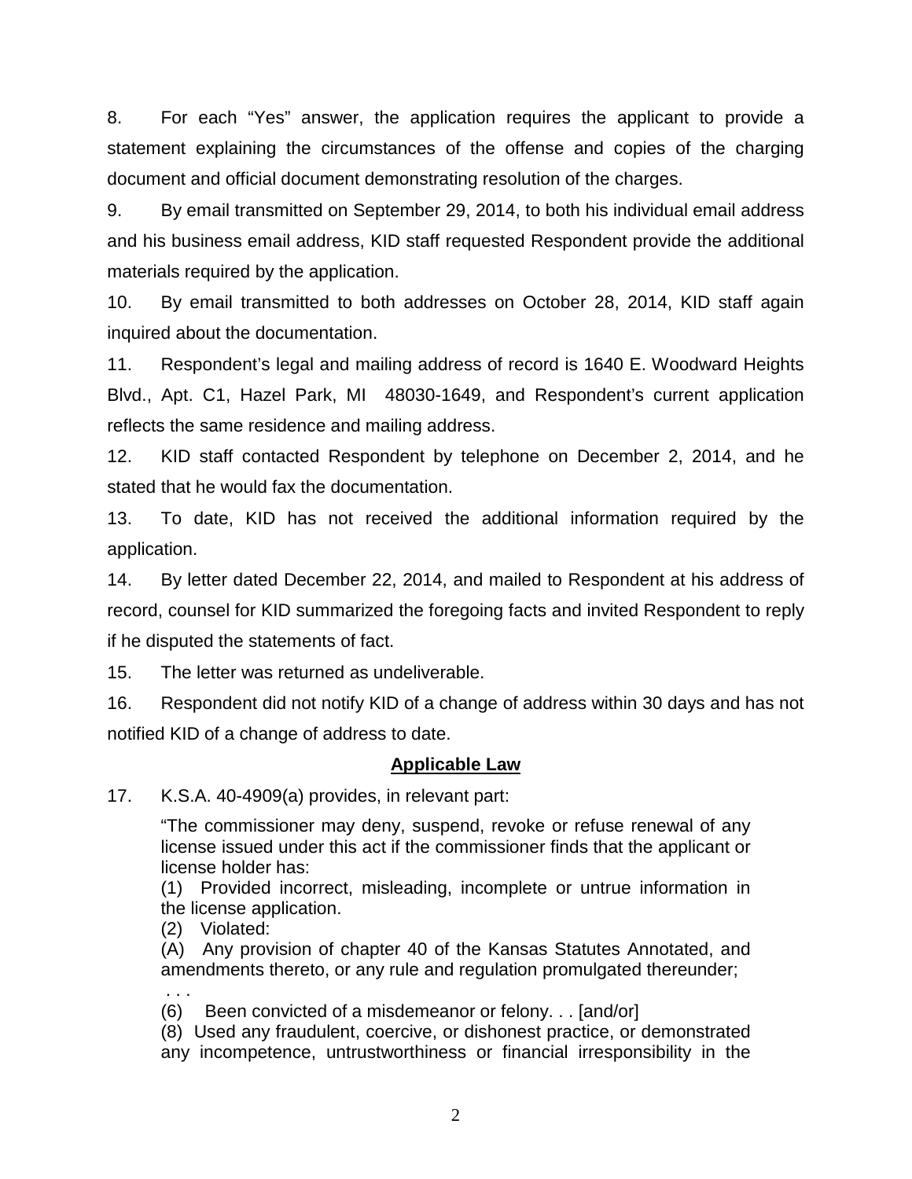8. For each "Yes" answer, the application requires the applicant to provide a statement explaining the circumstances of the offense and copies of the charging document and official document demonstrating resolution of the charges.

9. By email transmitted on September 29, 2014, to both his individual email address and his business email address, KID staff requested Respondent provide the additional materials required by the application.

10. By email transmitted to both addresses on October 28, 2014, KID staff again inquired about the documentation.

11. Respondent's legal and mailing address of record is 1640 E. Woodward Heights Blvd., Apt. C1, Hazel Park, MI 48030-1649, and Respondent's current application reflects the same residence and mailing address.

12. KID staff contacted Respondent by telephone on December 2, 2014, and he stated that he would fax the documentation.

13. To date, KID has not received the additional information required by the application.

14. By letter dated December 22, 2014, and mailed to Respondent at his address of record, counsel for KID summarized the foregoing facts and invited Respondent to reply if he disputed the statements of fact.

15. The letter was returned as undeliverable.

16. Respondent did not notify KID of a change of address within 30 days and has not notified KID of a change of address to date.

**Applicable Law**

17. K.S.A. 40-4909(a) provides, in relevant part:

> "The commissioner may deny, suspend, revoke or refuse renewal of any license issued under this act if the commissioner finds that the applicant or license holder has:
> (1) Provided incorrect, misleading, incomplete or untrue information in the license application.
> (2) Violated:
> (A) Any provision of chapter 40 of the Kansas Statutes Annotated, and amendments thereto, or any rule and regulation promulgated thereunder;
> . . .
> (6) Been convicted of a misdemeanor or felony. . . [and/or]
> (8) Used any fraudulent, coercive, or dishonest practice, or demonstrated any incompetence, untrustworthiness or financial irresponsibility in the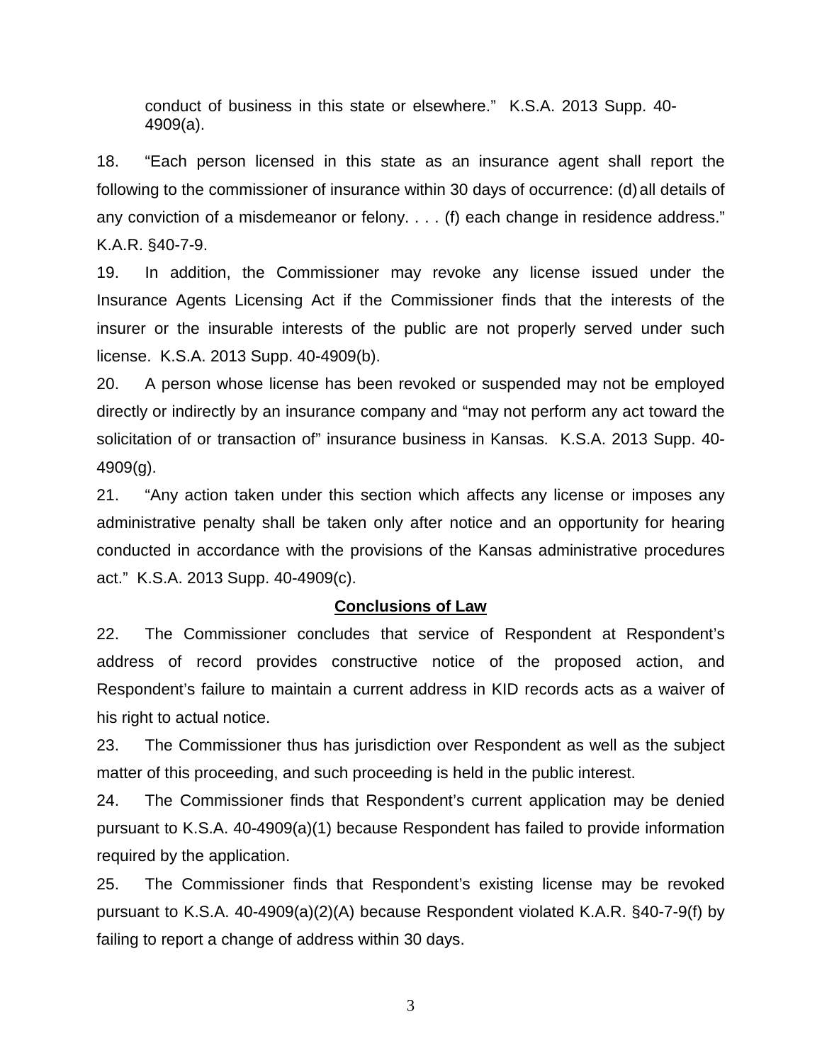conduct of business in this state or elsewhere." K.S.A. 2013 Supp. 40-4909(a).

18. "Each person licensed in this state as an insurance agent shall report the following to the commissioner of insurance within 30 days of occurrence: (d) all details of any conviction of a misdemeanor or felony. . . . (f) each change in residence address." K.A.R. §40-7-9.

19. In addition, the Commissioner may revoke any license issued under the Insurance Agents Licensing Act if the Commissioner finds that the interests of the insurer or the insurable interests of the public are not properly served under such license. K.S.A. 2013 Supp. 40-4909(b).

20. A person whose license has been revoked or suspended may not be employed directly or indirectly by an insurance company and "may not perform any act toward the solicitation of or transaction of" insurance business in Kansas. K.S.A. 2013 Supp. 40-4909(g).

21. "Any action taken under this section which affects any license or imposes any administrative penalty shall be taken only after notice and an opportunity for hearing conducted in accordance with the provisions of the Kansas administrative procedures act." K.S.A. 2013 Supp. 40-4909(c).

## Conclusions of Law

22. The Commissioner concludes that service of Respondent at Respondent's address of record provides constructive notice of the proposed action, and Respondent's failure to maintain a current address in KID records acts as a waiver of his right to actual notice.

23. The Commissioner thus has jurisdiction over Respondent as well as the subject matter of this proceeding, and such proceeding is held in the public interest.

24. The Commissioner finds that Respondent's current application may be denied pursuant to K.S.A. 40-4909(a)(1) because Respondent has failed to provide information required by the application.

25. The Commissioner finds that Respondent's existing license may be revoked pursuant to K.S.A. 40-4909(a)(2)(A) because Respondent violated K.A.R. §40-7-9(f) by failing to report a change of address within 30 days.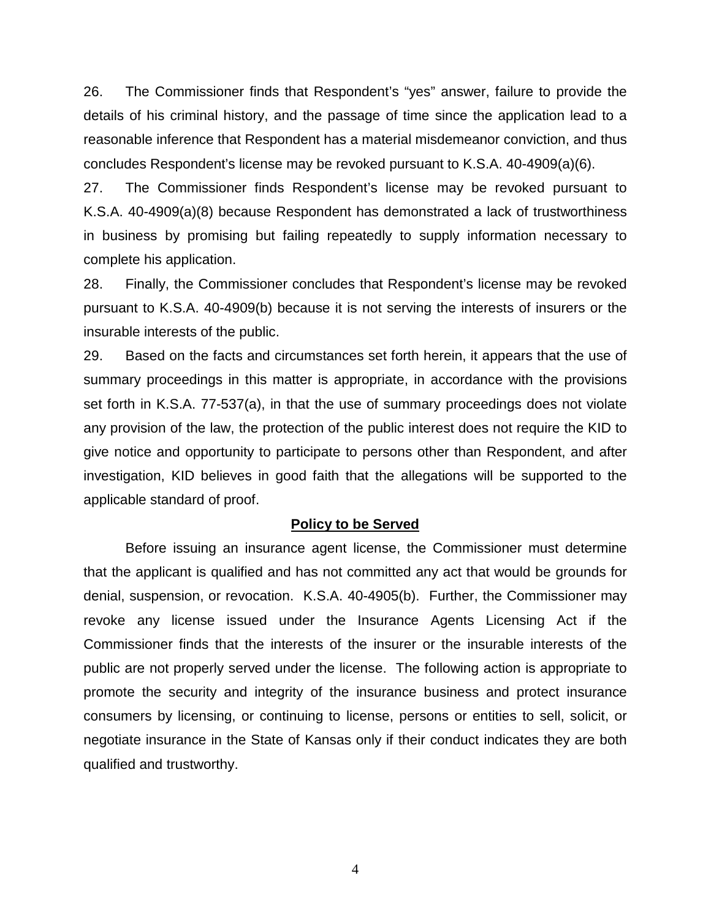26. The Commissioner finds that Respondent's "yes" answer, failure to provide the details of his criminal history, and the passage of time since the application lead to a reasonable inference that Respondent has a material misdemeanor conviction, and thus concludes Respondent's license may be revoked pursuant to K.S.A. 40-4909(a)(6).

27. The Commissioner finds Respondent's license may be revoked pursuant to K.S.A. 40-4909(a)(8) because Respondent has demonstrated a lack of trustworthiness in business by promising but failing repeatedly to supply information necessary to complete his application.

28. Finally, the Commissioner concludes that Respondent's license may be revoked pursuant to K.S.A. 40-4909(b) because it is not serving the interests of insurers or the insurable interests of the public.

29. Based on the facts and circumstances set forth herein, it appears that the use of summary proceedings in this matter is appropriate, in accordance with the provisions set forth in K.S.A. 77-537(a), in that the use of summary proceedings does not violate any provision of the law, the protection of the public interest does not require the KID to give notice and opportunity to participate to persons other than Respondent, and after investigation, KID believes in good faith that the allegations will be supported to the applicable standard of proof.

## **Policy to be Served**

Before issuing an insurance agent license, the Commissioner must determine that the applicant is qualified and has not committed any act that would be grounds for denial, suspension, or revocation. K.S.A. 40-4905(b). Further, the Commissioner may revoke any license issued under the Insurance Agents Licensing Act if the Commissioner finds that the interests of the insurer or the insurable interests of the public are not properly served under the license. The following action is appropriate to promote the security and integrity of the insurance business and protect insurance consumers by licensing, or continuing to license, persons or entities to sell, solicit, or negotiate insurance in the State of Kansas only if their conduct indicates they are both qualified and trustworthy.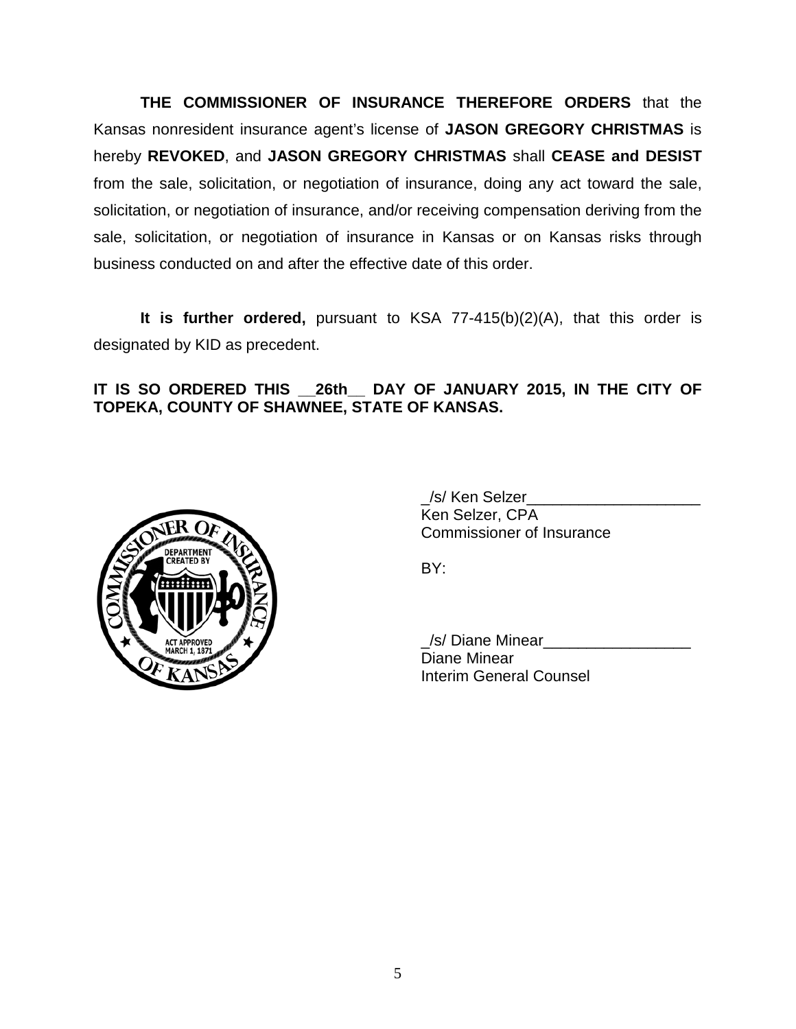**THE COMMISSIONER OF INSURANCE THEREFORE ORDERS** that the Kansas nonresident insurance agent's license of **JASON GREGORY CHRISTMAS** is hereby **REVOKED**, and **JASON GREGORY CHRISTMAS** shall **CEASE and DESIST** from the sale, solicitation, or negotiation of insurance, doing any act toward the sale, solicitation, or negotiation of insurance, and/or receiving compensation deriving from the sale, solicitation, or negotiation of insurance in Kansas or on Kansas risks through business conducted on and after the effective date of this order.

**It is further ordered,** pursuant to KSA 77-415(b)(2)(A), that this order is designated by KID as precedent.

**IT IS SO ORDERED THIS __26th__ DAY OF JANUARY 2015, IN THE CITY OF TOPEKA, COUNTY OF SHAWNEE, STATE OF KANSAS.**

_/s/ Ken Selzer____________________
Ken Selzer, CPA
Commissioner of Insurance

BY:

_/s/ Diane Minear_________________
Diane Minear
Interim General Counsel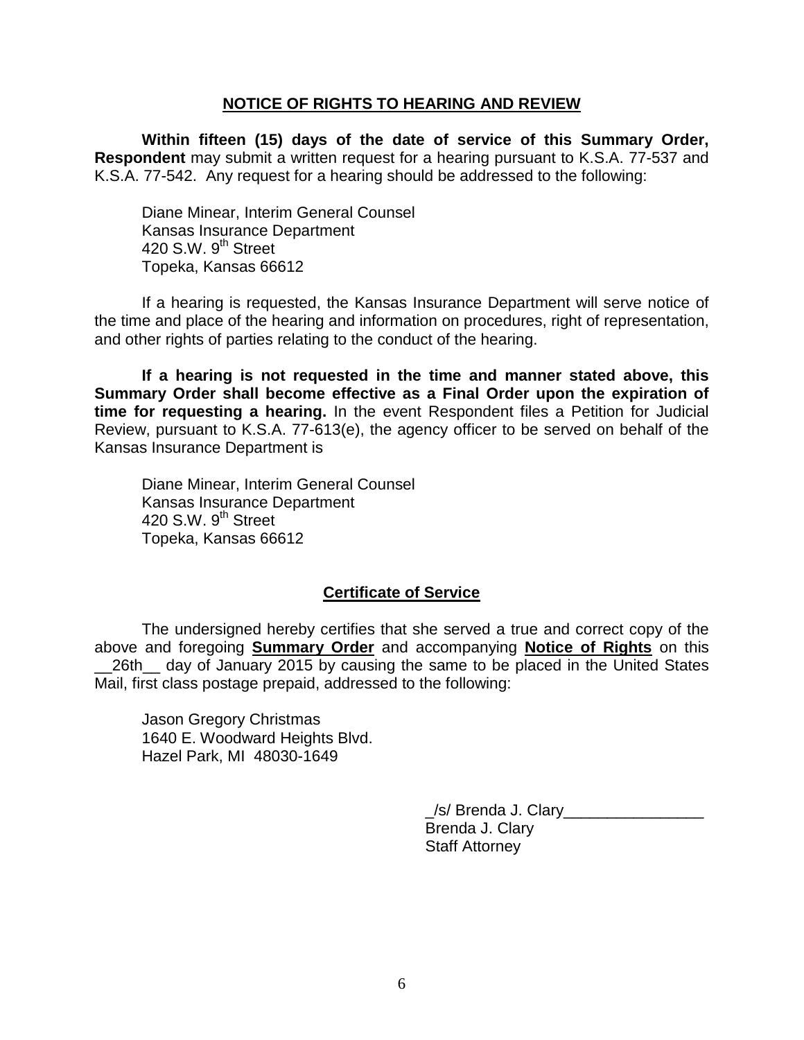## NOTICE OF RIGHTS TO HEARING AND REVIEW

**Within fifteen (15) days of the date of service of this Summary Order, Respondent** may submit a written request for a hearing pursuant to K.S.A. 77-537 and K.S.A. 77-542. Any request for a hearing should be addressed to the following:

Diane Minear, Interim General Counsel
Kansas Insurance Department
420 S.W. 9th Street
Topeka, Kansas 66612

If a hearing is requested, the Kansas Insurance Department will serve notice of the time and place of the hearing and information on procedures, right of representation, and other rights of parties relating to the conduct of the hearing.

**If a hearing is not requested in the time and manner stated above, this Summary Order shall become effective as a Final Order upon the expiration of time for requesting a hearing.** In the event Respondent files a Petition for Judicial Review, pursuant to K.S.A. 77-613(e), the agency officer to be served on behalf of the Kansas Insurance Department is

Diane Minear, Interim General Counsel
Kansas Insurance Department
420 S.W. 9th Street
Topeka, Kansas 66612

## Certificate of Service

The undersigned hereby certifies that she served a true and correct copy of the above and foregoing **Summary Order** and accompanying **Notice of Rights** on this __26th__ day of January 2015 by causing the same to be placed in the United States Mail, first class postage prepaid, addressed to the following:

Jason Gregory Christmas
1640 E. Woodward Heights Blvd.
Hazel Park, MI 48030-1649

_/s/ Brenda J. Clary________________
Brenda J. Clary
Staff Attorney